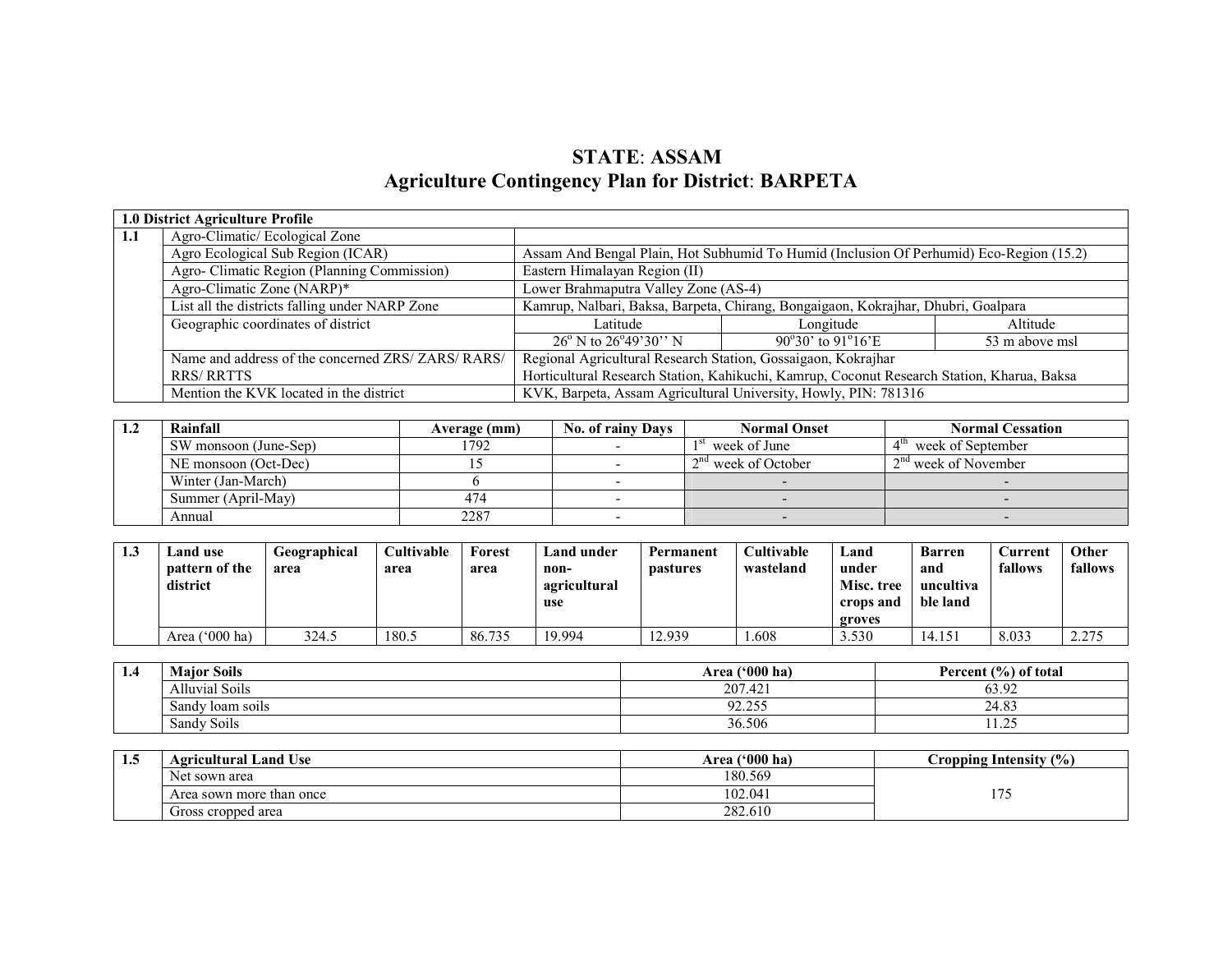# STATE: ASSAM
## Agriculture Contingency Plan for District: BARPETA

| 1.0 District Agriculture Profile | | | | |
|---|---|---|---|---|
| 1.1 | Agro-Climatic/ Ecological Zone | | | |
| | Agro Ecological Sub Region (ICAR) | Assam And Bengal Plain, Hot Subhumid To Humid (Inclusion Of Perhumid) Eco-Region (15.2) | | |
| | Agro- Climatic Region (Planning Commission) | Eastern Himalayan Region (II) | | |
| | Agro-Climatic Zone (NARP)* | Lower Brahmaputra Valley Zone (AS-4) | | |
| | List all the districts falling under NARP Zone | Kamrup, Nalbari, Baksa, Barpeta, Chirang, Bongaigaon, Kokrajhar, Dhubri, Goalpara | | |
| | Geographic coordinates of district | Latitude | Longitude | Altitude |
| | | $26^o$ N to $26^o$49'30'' N | $90^o$30' to $91^o$16'E | 53 m above msl |
| | Name and address of the concerned ZRS/ ZARS/ RARS/ RRS/ RRTTS | Regional Agricultural Research Station, Gossaigaon, Kokrajhar<br>Horticultural Research Station, Kahikuchi, Kamrup, Coconut Research Station, Kharua, Baksa | | |
| | Mention the KVK located in the district | KVK, Barpeta, Assam Agricultural University, Howly, PIN: 781316 | | |

| 1.2 | Rainfall | Average (mm) | No. of rainy Days | Normal Onset | Normal Cessation |
|---|---|---|---|---|---|
| | SW monsoon (June-Sep) | 1792 | - | 1st week of June | 4th week of September |
| | NE monsoon (Oct-Dec) | 15 | - | 2nd week of October | 2nd week of November |
| | Winter (Jan-March) | 6 | - | - | - |
| | Summer (April-May) | 474 | - | - | - |
| | Annual | 2287 | - | - | - |

| 1.3 | Land use pattern of the district | Geographical area | Cultivable area | Forest area | Land under non-agricultural use | Permanent pastures | Cultivable wasteland | Land under Misc. tree crops and groves | Barren and uncultivable land | Current fallows | Other fallows |
|---|---|---|---|---|---|---|---|---|---|---|---|
| | Area ('000 ha) | 324.5 | 180.5 | 86.735 | 19.994 | 12.939 | 1.608 | 3.530 | 14.151 | 8.033 | 2.275 |

| 1.4 | Major Soils | Area ('000 ha) | Percent (%) of total |
|---|---|---|---|
| | Alluvial Soils | 207.421 | 63.92 |
| | Sandy loam soils | 92.255 | 24.83 |
| | Sandy Soils | 36.506 | 11.25 |

| 1.5 | Agricultural Land Use | Area ('000 ha) | Cropping Intensity (%) |
|---|---|---|---|
| | Net sown area | 180.569 | 175 |
| | Area sown more than once | 102.041 | |
| | Gross cropped area | 282.610 | |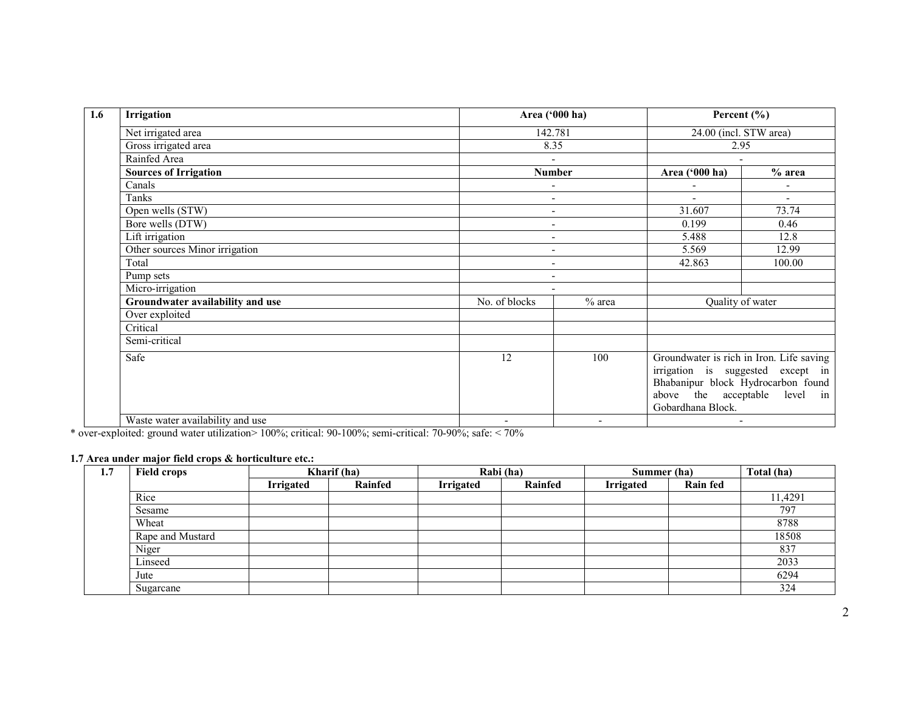| 1.6 | Irrigation | Area ('000 ha) | | Percent (%) | |
|---|---|---|---|---|---|
| | Net irrigated area | 142.781 | | 24.00 (incl. STW area) | |
| | Gross irrigated area | 8.35 | | 2.95 | |
| | Rainfed Area | - | | - | |
| | **Sources of Irrigation** | **Number** | | **Area ('000 ha)** | **% area** |
| | Canals | - | | - | - |
| | Tanks | - | | - | - |
| | Open wells (STW) | - | | 31.607 | 73.74 |
| | Bore wells (DTW) | - | | 0.199 | 0.46 |
| | Lift irrigation | - | | 5.488 | 12.8 |
| | Other sources Minor irrigation | - | | 5.569 | 12.99 |
| | Total | - | | 42.863 | 100.00 |
| | Pump sets | - | | | |
| | Micro-irrigation | - | | | |
| | **Groundwater availability and use** | No. of blocks | % area | Quality of water | |
| | Over exploited | | | | |
| | Critical | | | | |
| | Semi-critical | | | | |
| | Safe | 12 | 100 | Groundwater is rich in Iron. Life saving irrigation is suggested except in Bhabanipur block Hydrocarbon found above the acceptable level in Gobardhana Block. | |
| | Waste water availability and use | - | - | - | |

* over-exploited: ground water utilization> 100%; critical: 90-100%; semi-critical: 70-90%; safe: < 70%

**1.7 Area under major field crops & horticulture etc.:**

| 1.7 | Field crops | Kharif (ha) | | Rabi (ha) | | Summer (ha) | | Total (ha) |
|---|---|---|---|---|---|---|---|---|
| | | **Irrigated** | **Rainfed** | **Irrigated** | **Rainfed** | **Irrigated** | **Rain fed** | |
| | Rice | | | | | | | 11,4291 |
| | Sesame | | | | | | | 797 |
| | Wheat | | | | | | | 8788 |
| | Rape and Mustard | | | | | | | 18508 |
| | Niger | | | | | | | 837 |
| | Linseed | | | | | | | 2033 |
| | Jute | | | | | | | 6294 |
| | Sugarcane | | | | | | | 324 |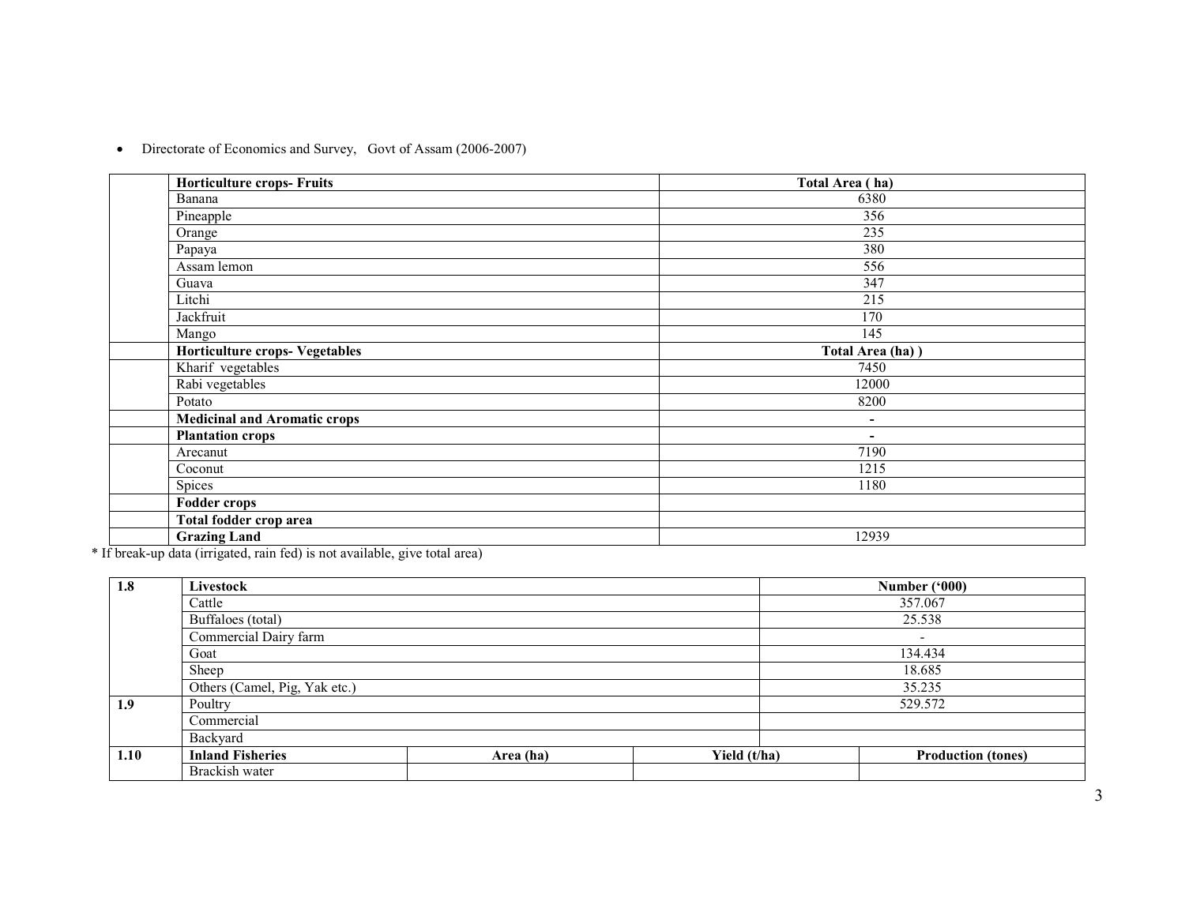- Directorate of Economics and Survey, Govt of Assam (2006-2007)

| | Horticulture crops- Fruits | Total Area ( ha) |
|---|---|---|
| | Banana | 6380 |
| | Pineapple | 356 |
| | Orange | 235 |
| | Papaya | 380 |
| | Assam lemon | 556 |
| | Guava | 347 |
| | Litchi | 215 |
| | Jackfruit | 170 |
| | Mango | 145 |
| | **Horticulture crops- Vegetables** | **Total Area (ha) )** |
| | Kharif vegetables | 7450 |
| | Rabi vegetables | 12000 |
| | Potato | 8200 |
| | **Medicinal and Aromatic crops** | - |
| | **Plantation crops** | - |
| | Arecanut | 7190 |
| | Coconut | 1215 |
| | Spices | 1180 |
| | **Fodder crops** | |
| | **Total fodder crop area** | |
| | **Grazing Land** | 12939 |

* If break-up data (irrigated, rain fed) is not available, give total area)

| 1.8 | Livestock | | | Number ('000) |
|---|---|---|---|---|
| | Cattle | | | 357.067 |
| | Buffaloes (total) | | | 25.538 |
| | Commercial Dairy farm | | | - |
| | Goat | | | 134.434 |
| | Sheep | | | 18.685 |
| | Others (Camel, Pig, Yak etc.) | | | 35.235 |
| **1.9** | Poultry | | | 529.572 |
| | Commercial | | | |
| | Backyard | | | |
| **1.10** | **Inland Fisheries** | **Area (ha)** | **Yield (t/ha)** | **Production (tones)** |
| | Brackish water | | | |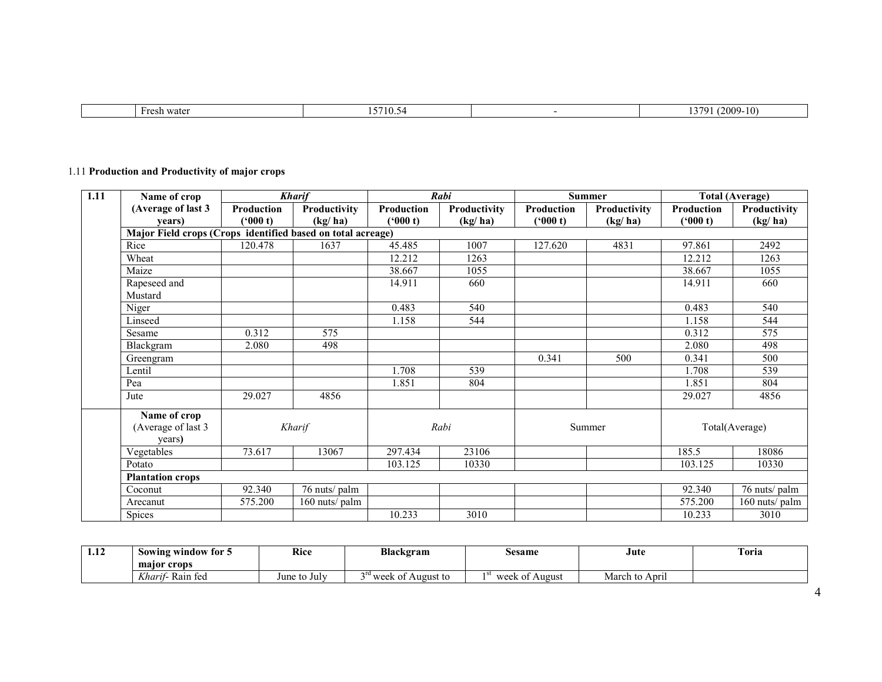|  | Fresh water | 15710.54 | - | 13791 (2009-10) |
|---|---|---|---|---|

1.11 **Production and Productivity of major crops**

| 1.11 | Name of crop (Average of last 3 years) | *Kharif* | | *Rabi* | | Summer | | Total (Average) | |
|---|---|---|---|---|---|---|---|---|---|
| | | Production ('000 t) | Productivity (kg/ ha) | Production ('000 t) | Productivity (kg/ ha) | Production ('000 t) | Productivity (kg/ ha) | Production ('000 t) | Productivity (kg/ ha) |
| | **Major Field crops (Crops identified based on total acreage)** | | | | | | | | |
| | Rice | 120.478 | 1637 | 45.485 | 1007 | 127.620 | 4831 | 97.861 | 2492 |
| | Wheat | | | 12.212 | 1263 | | | 12.212 | 1263 |
| | Maize | | | 38.667 | 1055 | | | 38.667 | 1055 |
| | Rapeseed and Mustard | | | 14.911 | 660 | | | 14.911 | 660 |
| | Niger | | | 0.483 | 540 | | | 0.483 | 540 |
| | Linseed | | | 1.158 | 544 | | | 1.158 | 544 |
| | Sesame | 0.312 | 575 | | | | | 0.312 | 575 |
| | Blackgram | 2.080 | 498 | | | | | 2.080 | 498 |
| | Greengram | | | | | 0.341 | 500 | 0.341 | 500 |
| | Lentil | | | 1.708 | 539 | | | 1.708 | 539 |
| | Pea | | | 1.851 | 804 | | | 1.851 | 804 |
| | Jute | 29.027 | 4856 | | | | | 29.027 | 4856 |
| | **Name of crop** (Average of last 3 years**)** | *Kharif* | | *Rabi* | | Summer | | Total(Average) | |
| | Vegetables | 73.617 | 13067 | 297.434 | 23106 | | | 185.5 | 18086 |
| | Potato | | | 103.125 | 10330 | | | 103.125 | 10330 |
| | **Plantation crops** | | | | | | | | |
| | Coconut | 92.340 | 76 nuts/ palm | | | | | 92.340 | 76 nuts/ palm |
| | Arecanut | 575.200 | 160 nuts/ palm | | | | | 575.200 | 160 nuts/ palm |
| | Spices | | | 10.233 | 3010 | | | 10.233 | 3010 |

| 1.12 | Sowing window for 5 major crops | Rice | Blackgram | Sesame | Jute | Toria |
|---|---|---|---|---|---|---|
| | *Kharif*- Rain fed | June to July | 3rd week of August to | 1st week of August | March to April | |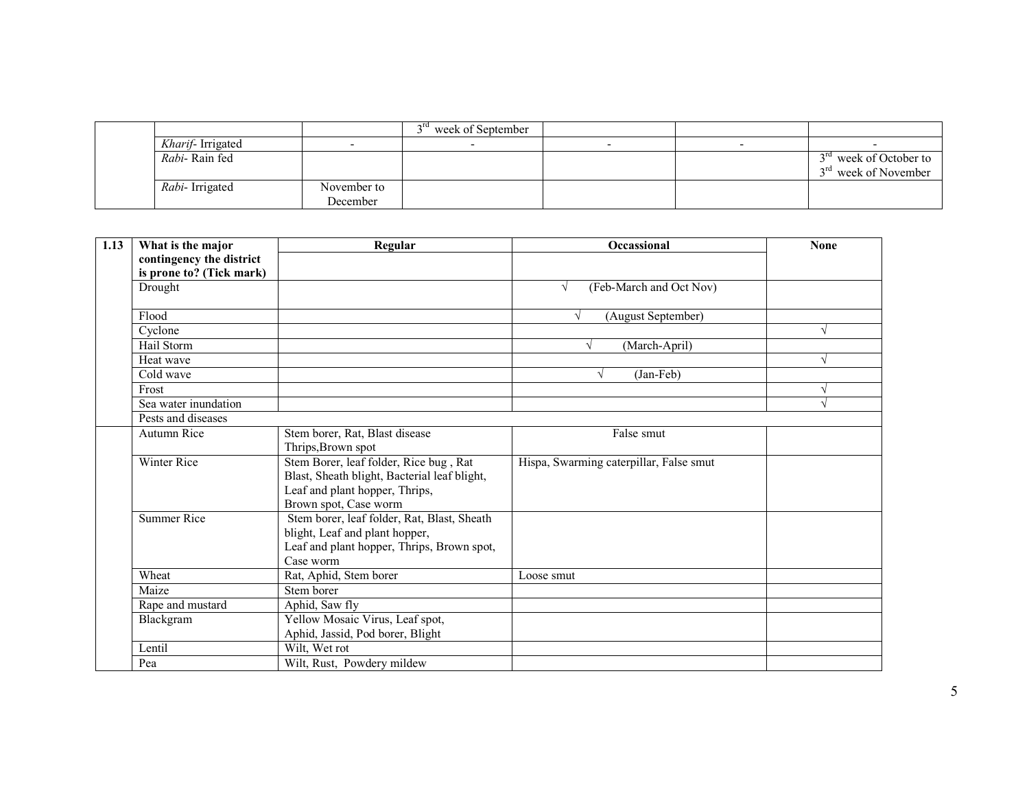| | | | | | | |
|---|---|---|---|---|---|---|
| | | | 3rd week of September | | | |
| | *Kharif*- Irrigated | - | - | - | - | - |
| | *Rabi*- Rain fed | | | | | 3rd week of October to 3rd week of November |
| | *Rabi*- Irrigated | November to December | | | | |

| 1.13 | What is the major contingency the district is prone to? (Tick mark) | Regular | Occassional | None |
|---|---|---|---|---|
| | Drought | | √ (Feb-March and Oct Nov) | |
| | Flood | | √ (August September) | |
| | Cyclone | | | √ |
| | Hail Storm | | √ (March-April) | |
| | Heat wave | | | √ |
| | Cold wave | | √ (Jan-Feb) | |
| | Frost | | | √ |
| | Sea water inundation | | | √ |
| | Pests and diseases | | | |
| | Autumn Rice | Stem borer, Rat, Blast disease Thrips,Brown spot | False smut | |
| | Winter Rice | Stem Borer, leaf folder, Rice bug , Rat Blast, Sheath blight, Bacterial leaf blight, Leaf and plant hopper, Thrips, Brown spot, Case worm | Hispa, Swarming caterpillar, False smut | |
| | Summer Rice | Stem borer, leaf folder, Rat, Blast, Sheath blight, Leaf and plant hopper, Leaf and plant hopper, Thrips, Brown spot, Case worm | | |
| | Wheat | Rat, Aphid, Stem borer | Loose smut | |
| | Maize | Stem borer | | |
| | Rape and mustard | Aphid, Saw fly | | |
| | Blackgram | Yellow Mosaic Virus, Leaf spot, Aphid, Jassid, Pod borer, Blight | | |
| | Lentil | Wilt, Wet rot | | |
| | Pea | Wilt, Rust, Powdery mildew | | |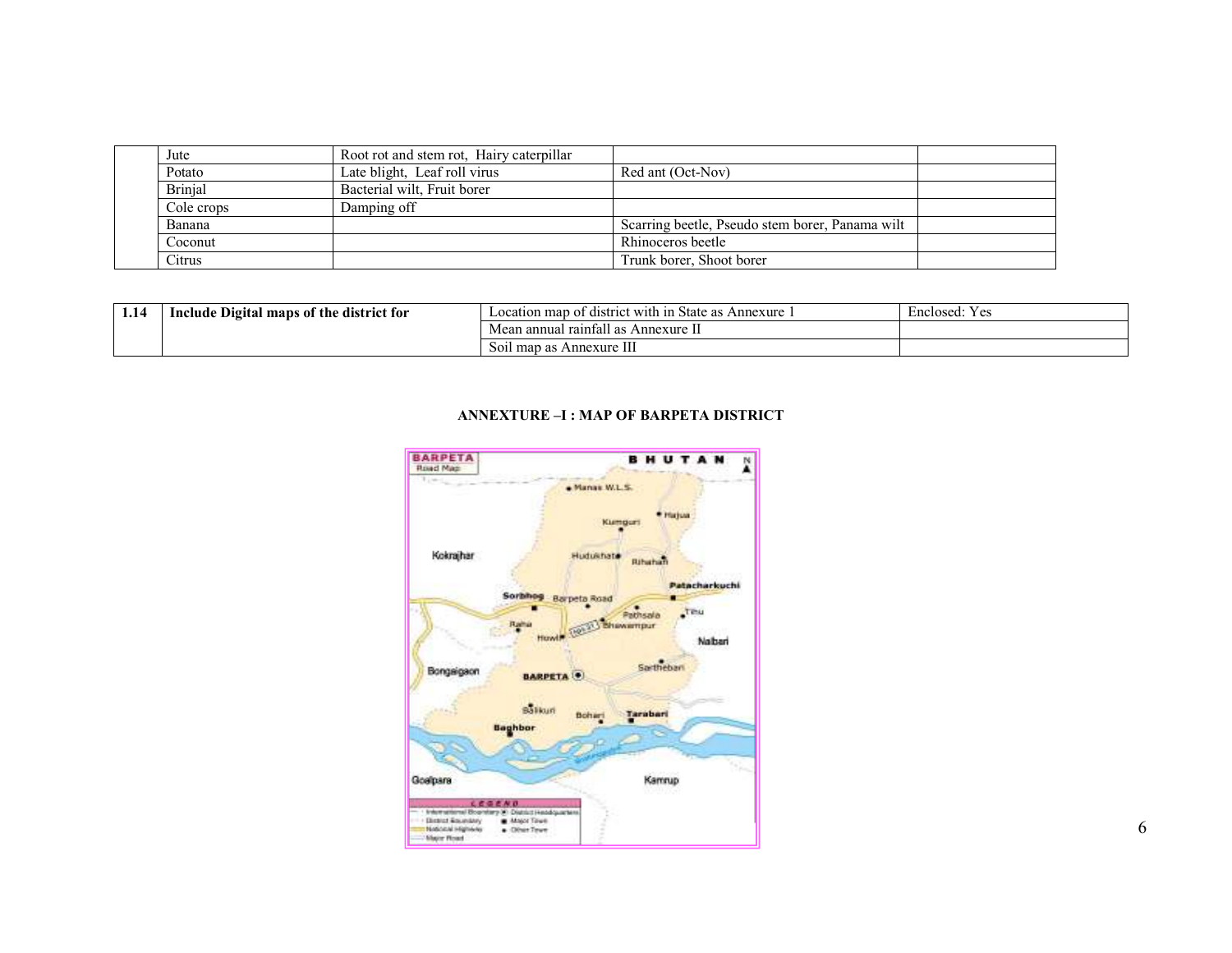| | | | | |
|---|---|---|---|---|
| | Jute | Root rot and stem rot, Hairy caterpillar | | |
| | Potato | Late blight, Leaf roll virus | Red ant (Oct-Nov) | |
| | Brinjal | Bacterial wilt, Fruit borer | | |
| | Cole crops | Damping off | | |
| | Banana | | Scarring beetle, Pseudo stem borer, Panama wilt | |
| | Coconut | | Rhinoceros beetle | |
| | Citrus | | Trunk borer, Shoot borer | |

| | | | |
|---|---|---|---|
| **1.14** | **Include Digital maps of the district for** | Location map of district with in State as Annexure 1 | Enclosed: Yes |
| | | Mean annual rainfall as Annexure II | |
| | | Soil map as Annexure III | |

**ANNEXTURE –I : MAP OF BARPETA DISTRICT**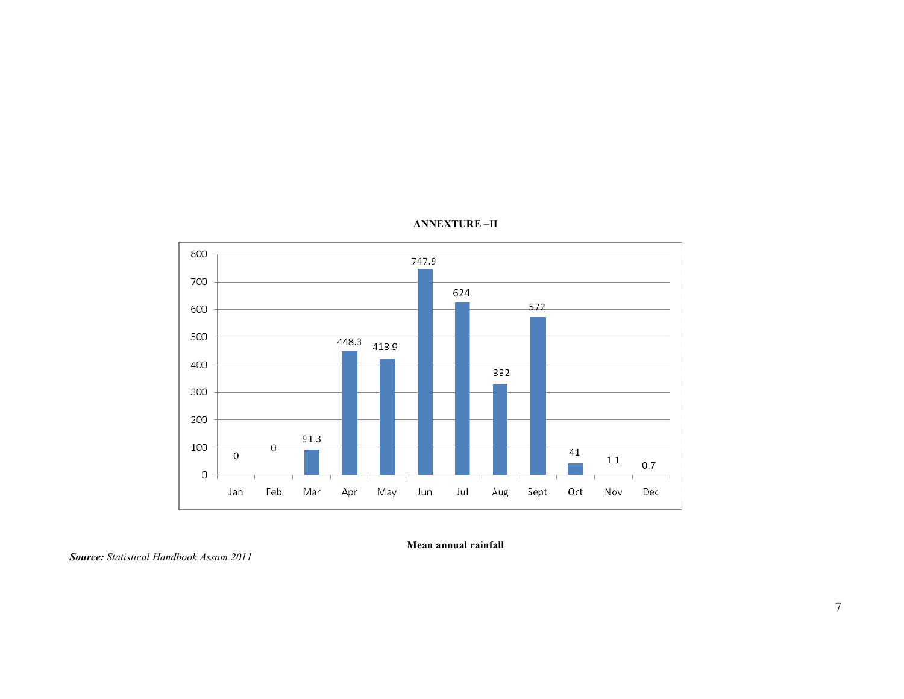**ANNEXTURE –II**

| Month | Rainfall |
|---|---|
| Jan | 0 |
| Feb | 0 |
| Mar | 91.3 |
| Apr | 448.3 |
| May | 418.9 |
| Jun | 747.9 |
| Jul | 624 |
| Aug | 332 |
| Sept | 572 |
| Oct | 41 |
| Nov | 1.1 |
| Dec | 0.7 |

**Mean annual rainfall**

***Source:*** *Statistical Handbook Assam 2011*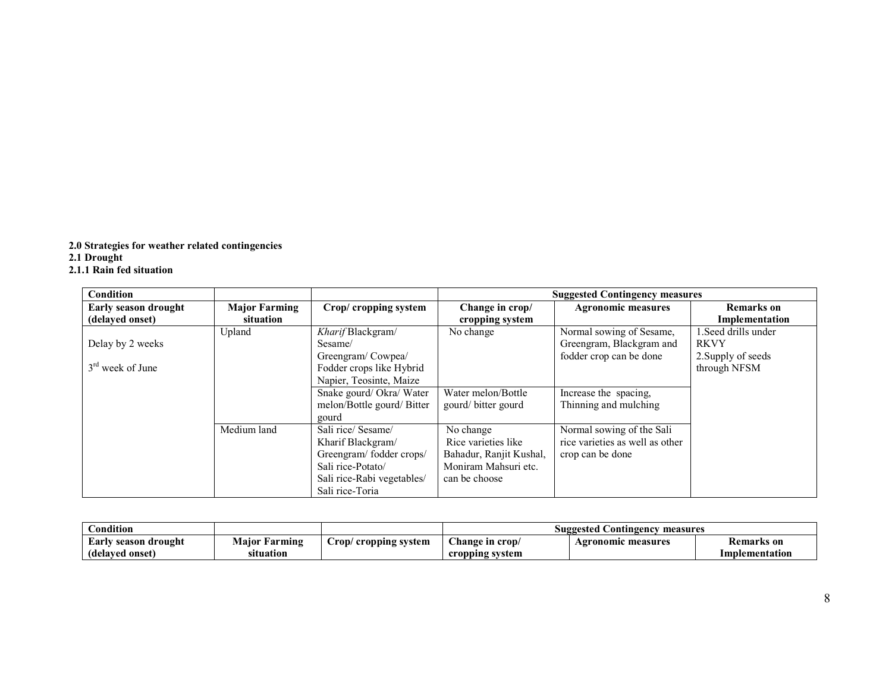**2.0 Strategies for weather related contingencies**

**2.1 Drought**

**2.1.1 Rain fed situation**

| Condition | | | Suggested Contingency measures | | |
|---|---|---|---|---|---|
| **Early season drought (delayed onset)** | **Major Farming situation** | **Crop/ cropping system** | **Change in crop/ cropping system** | **Agronomic measures** | **Remarks on Implementation** |
| Delay by 2 weeks<br><br>3rd week of June | Upland | *Kharif* Blackgram/ Sesame/ Greengram/ Cowpea/ Fodder crops like Hybrid Napier, Teosinte, Maize | No change | Normal sowing of Sesame, Greengram, Blackgram and fodder crop can be done | 1.Seed drills under RKVY<br>2.Supply of seeds through NFSM |
| | | Snake gourd/ Okra/ Water melon/Bottle gourd/ Bitter gourd | Water melon/Bottle gourd/ bitter gourd | Increase the spacing, Thinning and mulching | |
| | Medium land | Sali rice/ Sesame/ Kharif Blackgram/ Greengram/ fodder crops/ Sali rice-Potato/ Sali rice-Rabi vegetables/ Sali rice-Toria | No change<br>Rice varieties like Bahadur, Ranjit Kushal, Moniram Mahsuri etc. can be choose | Normal sowing of the Sali rice varieties as well as other crop can be done | |

| Condition | | | Suggested Contingency measures | | |
|---|---|---|---|---|---|
| **Early season drought (delayed onset)** | **Major Farming situation** | **Crop/ cropping system** | **Change in crop/ cropping system** | **Agronomic measures** | **Remarks on Implementation** |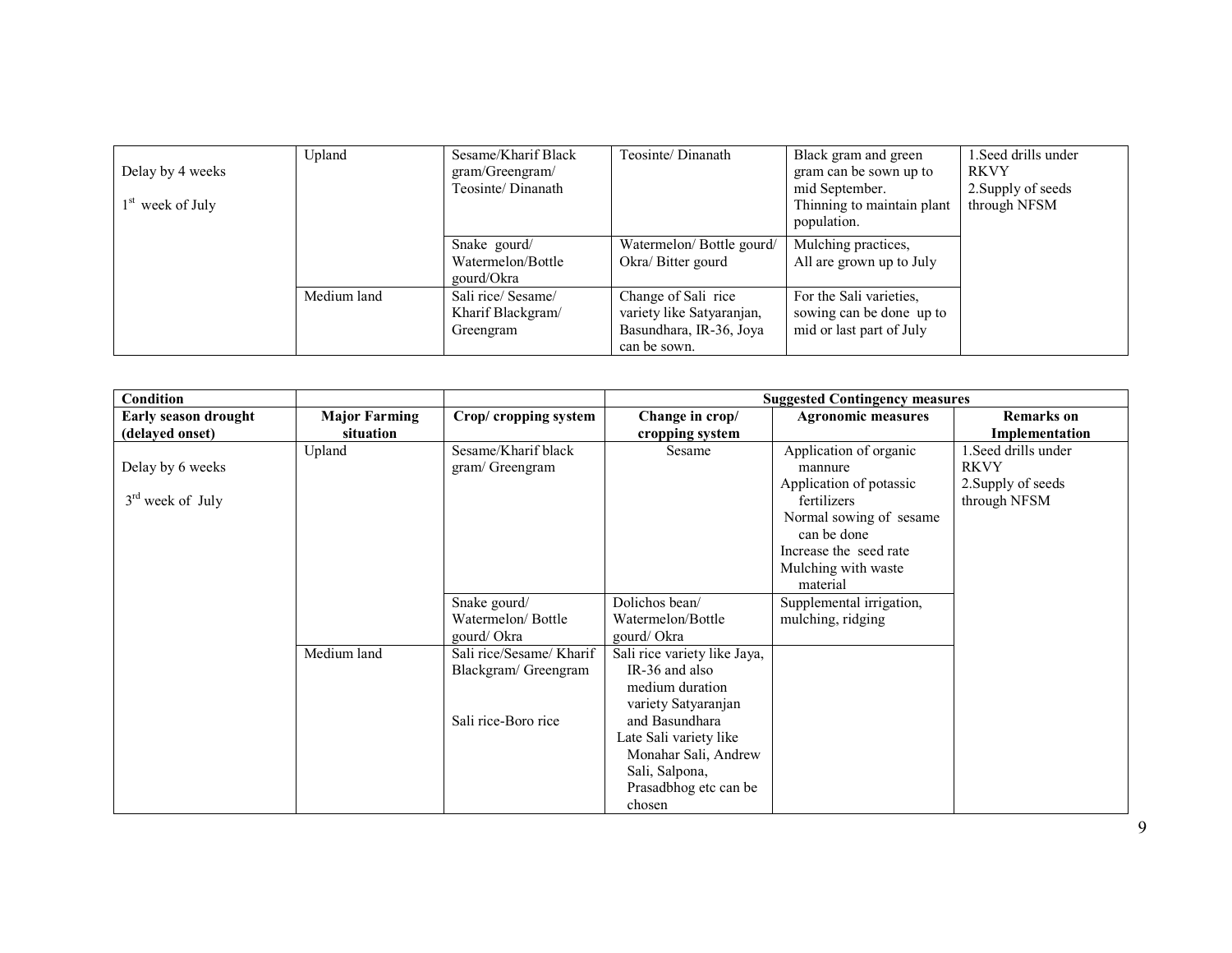| Delay by 4 weeks<br><br>1st week of July | Upland | Sesame/Kharif Black gram/Greengram/ Teosinte/ Dinanath | Teosinte/ Dinanath | Black gram and green gram can be sown up to mid September.<br>Thinning to maintain plant population. | 1.Seed drills under RKVY<br>2.Supply of seeds through NFSM |
|---|---|---|---|---|---|
| | | Snake gourd/ Watermelon/Bottle gourd/Okra | Watermelon/ Bottle gourd/ Okra/ Bitter gourd | Mulching practices,<br>All are grown up to July | |
| | Medium land | Sali rice/ Sesame/ Kharif Blackgram/ Greengram | Change of Sali rice variety like Satyaranjan, Basundhara, IR-36, Joya can be sown. | For the Sali varieties, sowing can be done up to mid or last part of July | |

| **Condition** | | | **Suggested Contingency measures** | | |
|---|---|---|---|---|---|
| **Early season drought (delayed onset)** | **Major Farming situation** | **Crop/ cropping system** | **Change in crop/ cropping system** | **Agronomic measures** | **Remarks on Implementation** |
| Delay by 6 weeks<br><br>3rd week of July | Upland | Sesame/Kharif black gram/ Greengram | Sesame | Application of organic mannure<br>Application of potassic fertilizers<br>Normal sowing of sesame can be done<br>Increase the seed rate<br>Mulching with waste material | 1.Seed drills under RKVY<br>2.Supply of seeds through NFSM |
| | | Snake gourd/ Watermelon/ Bottle gourd/ Okra | Dolichos bean/ Watermelon/Bottle gourd/ Okra | Supplemental irrigation, mulching, ridging | |
| | Medium land | Sali rice/Sesame/ Kharif Blackgram/ Greengram<br><br>Sali rice-Boro rice | Sali rice variety like Jaya, IR-36 and also medium duration variety Satyaranjan and Basundhara<br>Late Sali variety like Monahar Sali, Andrew Sali, Salpona, Prasadbhog etc can be chosen | | |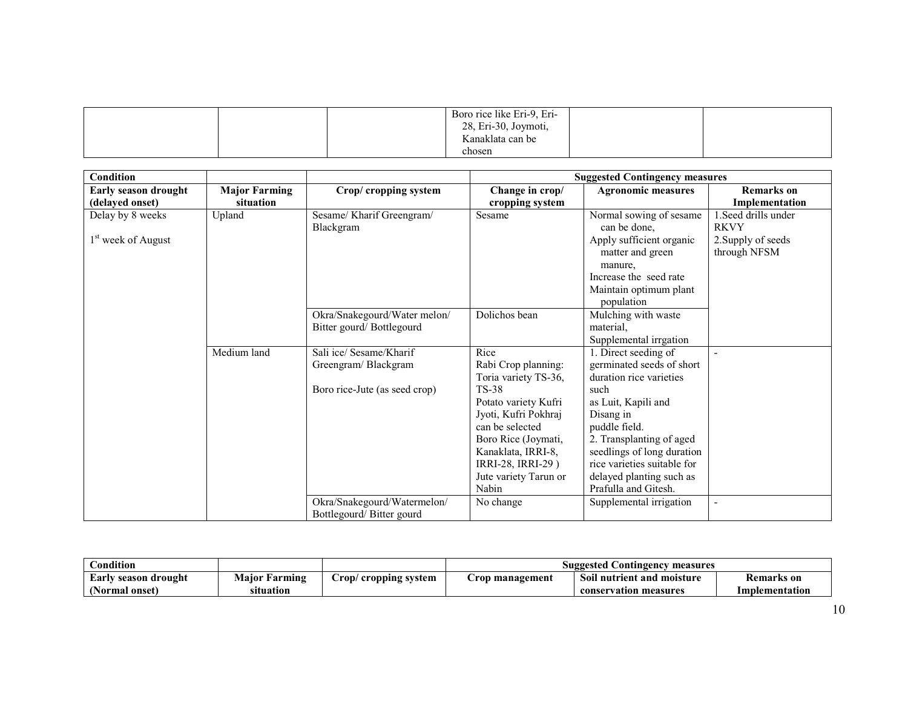| | | | Boro rice like Eri-9, Eri-28, Eri-30, Joymoti, Kanaklata can be chosen | | |
|---|---|---|---|---|---|

| Condition | | | Suggested Contingency measures | | |
|---|---|---|---|---|---|
| Early season drought (delayed onset) | Major Farming situation | Crop/ cropping system | Change in crop/ cropping system | Agronomic measures | Remarks on Implementation |
| Delay by 8 weeks<br><br>1st week of August | Upland | Sesame/ Kharif Greengram/ Blackgram | Sesame | Normal sowing of sesame can be done,<br>Apply sufficient organic matter and green manure,<br>Increase the seed rate<br>Maintain optimum plant population | 1.Seed drills under RKVY<br>2.Supply of seeds through NFSM |
| | | Okra/Snakegourd/Water melon/ Bitter gourd/ Bottlegourd | Dolichos bean | Mulching with waste material,<br>Supplemental irrgation | |
| | Medium land | Sali ice/ Sesame/Kharif Greengram/ Blackgram<br><br>Boro rice-Jute (as seed crop) | Rice<br>Rabi Crop planning: Toria variety TS-36, TS-38<br>Potato variety Kufri Jyoti, Kufri Pokhraj can be selected<br>Boro Rice (Joymati, Kanaklata, IRRI-8, IRRI-28, IRRI-29 )<br>Jute variety Tarun or Nabin | 1. Direct seeding of germinated seeds of short duration rice varieties such as Luit, Kapili and Disang in puddle field.<br>2. Transplanting of aged seedlings of long duration rice varieties suitable for delayed planting such as Prafulla and Gitesh. | - |
| | | Okra/Snakegourd/Watermelon/ Bottlegourd/ Bitter gourd | No change | Supplemental irrigation | - |

| Condition | | | Suggested Contingency measures | | |
|---|---|---|---|---|---|
| Early season drought (Normal onset) | Major Farming situation | Crop/ cropping system | Crop management | Soil nutrient and moisture conservation measures | Remarks on Implementation |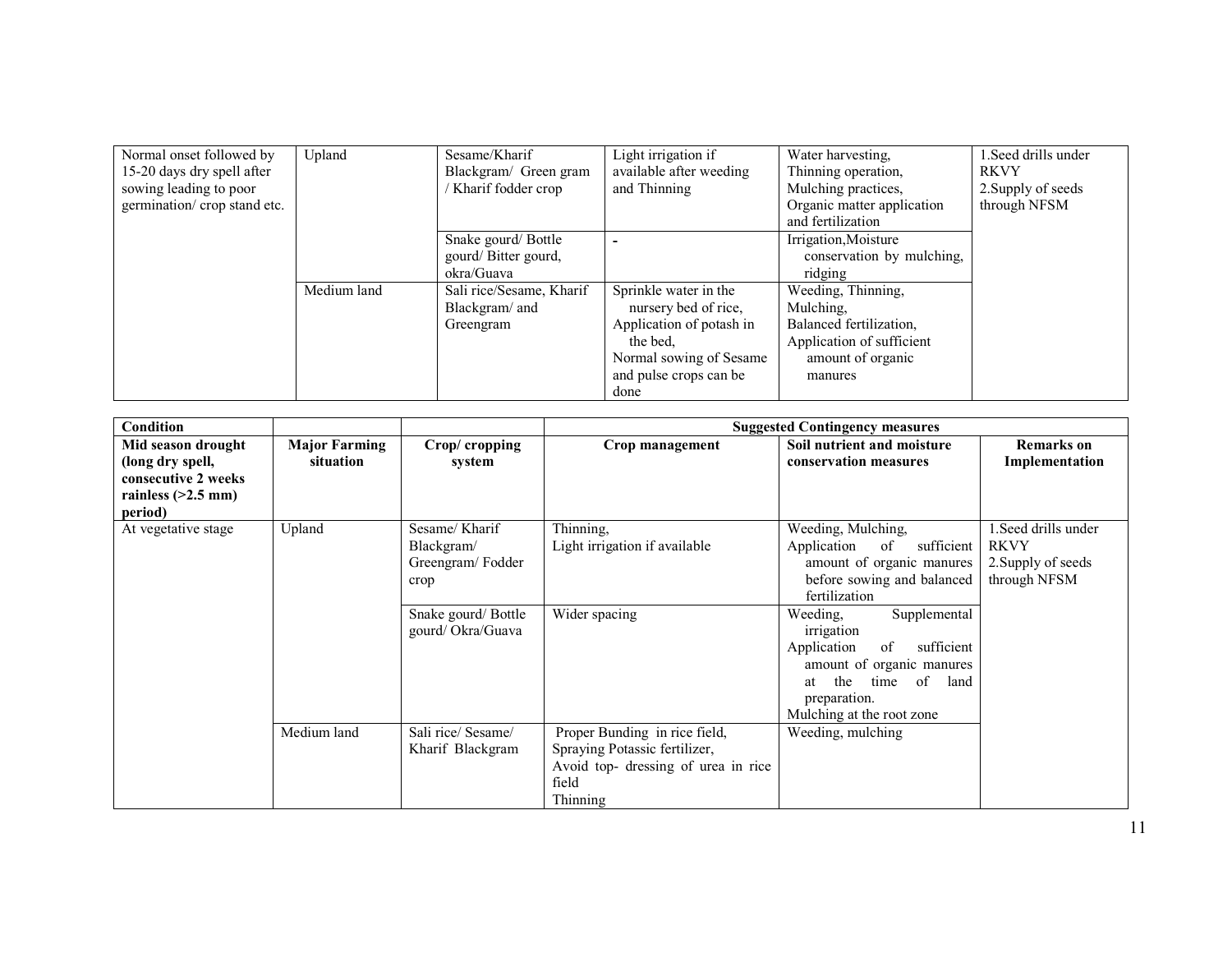| Normal onset followed by 15-20 days dry spell after sowing leading to poor germination/ crop stand etc. | Upland | Sesame/Kharif Blackgram/ Green gram / Kharif fodder crop | Light irrigation if available after weeding and Thinning | Water harvesting, Thinning operation, Mulching practices, Organic matter application and fertilization | 1.Seed drills under RKVY 2.Supply of seeds through NFSM |
|---|---|---|---|---|---|
| | | Snake gourd/ Bottle gourd/ Bitter gourd, okra/Guava | - | Irrigation,Moisture conservation by mulching, ridging | |
| | Medium land | Sali rice/Sesame, Kharif Blackgram/ and Greengram | Sprinkle water in the nursery bed of rice, Application of potash in the bed, Normal sowing of Sesame and pulse crops can be done | Weeding, Thinning, Mulching, Balanced fertilization, Application of sufficient amount of organic manures | |

| Condition | | | Suggested Contingency measures | | |
|---|---|---|---|---|---|
| **Mid season drought (long dry spell, consecutive 2 weeks rainless (>2.5 mm) period)** | **Major Farming situation** | **Crop/ cropping system** | **Crop management** | **Soil nutrient and moisture conservation measures** | **Remarks on Implementation** |
| At vegetative stage | Upland | Sesame/ Kharif Blackgram/ Greengram/ Fodder crop | Thinning, Light irrigation if available | Weeding, Mulching, Application of sufficient amount of organic manures before sowing and balanced fertilization | 1.Seed drills under RKVY 2.Supply of seeds through NFSM |
| | | Snake gourd/ Bottle gourd/ Okra/Guava | Wider spacing | Weeding, Supplemental irrigation Application of sufficient amount of organic manures at the time of land preparation. Mulching at the root zone | |
| | Medium land | Sali rice/ Sesame/ Kharif Blackgram | Proper Bunding in rice field, Spraying Potassic fertilizer, Avoid top- dressing of urea in rice field Thinning | Weeding, mulching | |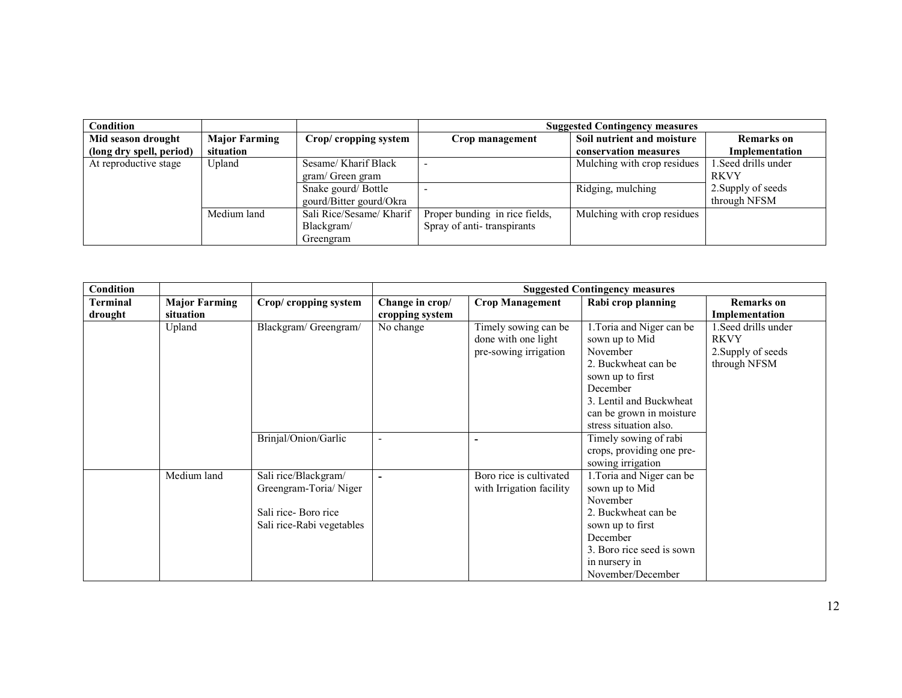| Condition | | | Suggested Contingency measures | | |
|---|---|---|---|---|---|
| **Mid season drought (long dry spell, period)** | **Major Farming situation** | **Crop/ cropping system** | **Crop management** | **Soil nutrient and moisture conservation measures** | **Remarks on Implementation** |
| At reproductive stage | Upland | Sesame/ Kharif Black gram/ Green gram | - | Mulching with crop residues | 1.Seed drills under RKVY<br>2.Supply of seeds through NFSM |
| | | Snake gourd/ Bottle gourd/Bitter gourd/Okra | - | Ridging, mulching | |
| | Medium land | Sali Rice/Sesame/ Kharif Blackgram/ Greengram | Proper bunding in rice fields, Spray of anti- transpirants | Mulching with crop residues | |

| Condition | | | Suggested Contingency measures | | | |
|---|---|---|---|---|---|---|
| **Terminal drought** | **Major Farming situation** | **Crop/ cropping system** | **Change in crop/ cropping system** | **Crop Management** | **Rabi crop planning** | **Remarks on Implementation** |
| | Upland | Blackgram/ Greengram/ | No change | Timely sowing can be done with one light pre-sowing irrigation | 1.Toria and Niger can be sown up to Mid November<br>2. Buckwheat can be sown up to first December<br>3. Lentil and Buckwheat can be grown in moisture stress situation also. | 1.Seed drills under RKVY<br>2.Supply of seeds through NFSM |
| | | Brinjal/Onion/Garlic | - | - | Timely sowing of rabi crops, providing one pre-sowing irrigation | |
| | Medium land | Sali rice/Blackgram/ Greengram-Toria/ Niger<br><br>Sali rice- Boro rice<br>Sali rice-Rabi vegetables | - | Boro rice is cultivated with Irrigation facility | 1.Toria and Niger can be sown up to Mid November<br>2. Buckwheat can be sown up to first December<br>3. Boro rice seed is sown in nursery in November/December | |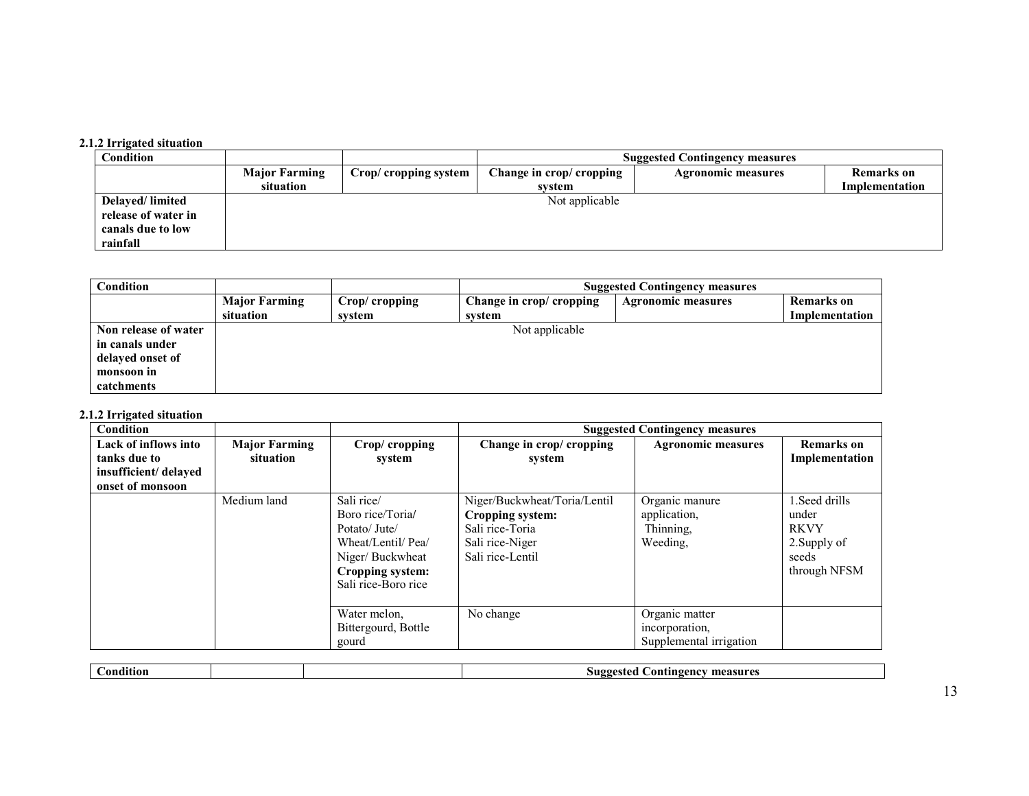#### 2.1.2 Irrigated situation

| Condition | | | Suggested Contingency measures | | |
|---|---|---|---|---|---|
| | Major Farming situation | Crop/ cropping system | Change in crop/ cropping system | Agronomic measures | Remarks on Implementation |
| **Delayed/ limited release of water in canals due to low rainfall** | Not applicable | | | | |

| Condition | | | Suggested Contingency measures | | |
|---|---|---|---|---|---|
| | Major Farming situation | Crop/ cropping system | Change in crop/ cropping system | Agronomic measures | Remarks on Implementation |
| **Non release of water in canals under delayed onset of monsoon in catchments** | Not applicable | | | | |

#### 2.1.2 Irrigated situation

| Condition | | | Suggested Contingency measures | | |
|---|---|---|---|---|---|
| **Lack of inflows into tanks due to insufficient/ delayed onset of monsoon** | **Major Farming situation** | **Crop/ cropping system** | **Change in crop/ cropping system** | **Agronomic measures** | **Remarks on Implementation** |
| | Medium land | Sali rice/ Boro rice/Toria/ Potato/ Jute/ Wheat/Lentil/ Pea/ Niger/ Buckwheat **Cropping system:** Sali rice-Boro rice | Niger/Buckwheat/Toria/Lentil **Cropping system:** Sali rice-Toria Sali rice-Niger Sali rice-Lentil | Organic manure application, Thinning, Weeding, | 1.Seed drills under RKVY 2.Supply of seeds through NFSM |
| | | Water melon, Bittergourd, Bottle gourd | No change | Organic matter incorporation, Supplemental irrigation | |

| Condition | | | Suggested Contingency measures |
|---|---|---|---|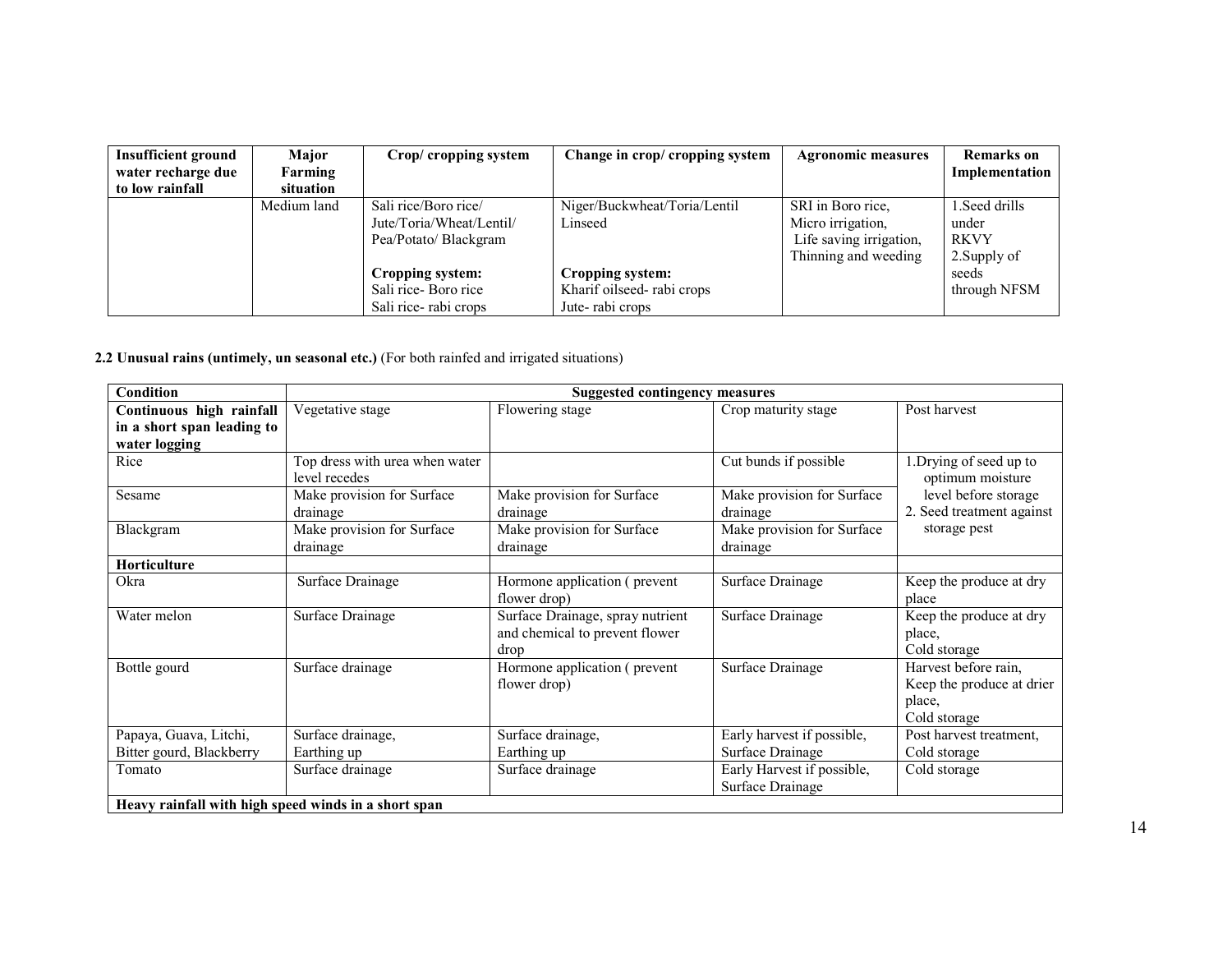| Insufficient ground water recharge due to low rainfall | Major Farming situation | Crop/ cropping system | Change in crop/ cropping system | Agronomic measures | Remarks on Implementation |
|---|---|---|---|---|---|
| | Medium land | Sali rice/Boro rice/ Jute/Toria/Wheat/Lentil/ Pea/Potato/ Blackgram<br><br>**Cropping system:**<br>Sali rice- Boro rice<br>Sali rice- rabi crops | Niger/Buckwheat/Toria/Lentil Linseed<br><br>**Cropping system:**<br>Kharif oilseed- rabi crops<br>Jute- rabi crops | SRI in Boro rice, Micro irrigation, Life saving irrigation, Thinning and weeding | 1.Seed drills under RKVY<br>2.Supply of seeds through NFSM |

**2.2 Unusual rains (untimely, un seasonal etc.)** (For both rainfed and irrigated situations)

| Condition | Suggested contingency measures | | | |
|---|---|---|---|---|
| **Continuous high rainfall in a short span leading to water logging** | Vegetative stage | Flowering stage | Crop maturity stage | Post harvest |
| Rice | Top dress with urea when water level recedes | | Cut bunds if possible | 1.Drying of seed up to optimum moisture level before storage<br>2. Seed treatment against storage pest |
| Sesame | Make provision for Surface drainage | Make provision for Surface drainage | Make provision for Surface drainage | |
| Blackgram | Make provision for Surface drainage | Make provision for Surface drainage | Make provision for Surface drainage | |
| **Horticulture** | | | | |
| Okra | Surface Drainage | Hormone application ( prevent flower drop) | Surface Drainage | Keep the produce at dry place |
| Water melon | Surface Drainage | Surface Drainage, spray nutrient and chemical to prevent flower drop | Surface Drainage | Keep the produce at dry place,<br>Cold storage |
| Bottle gourd | Surface drainage | Hormone application ( prevent flower drop) | Surface Drainage | Harvest before rain,<br>Keep the produce at drier place,<br>Cold storage |
| Papaya, Guava, Litchi, Bitter gourd, Blackberry | Surface drainage,<br>Earthing up | Surface drainage,<br>Earthing up | Early harvest if possible,<br>Surface Drainage | Post harvest treatment,<br>Cold storage |
| Tomato | Surface drainage | Surface drainage | Early Harvest if possible,<br>Surface Drainage | Cold storage |
| **Heavy rainfall with high speed winds in a short span** | | | | |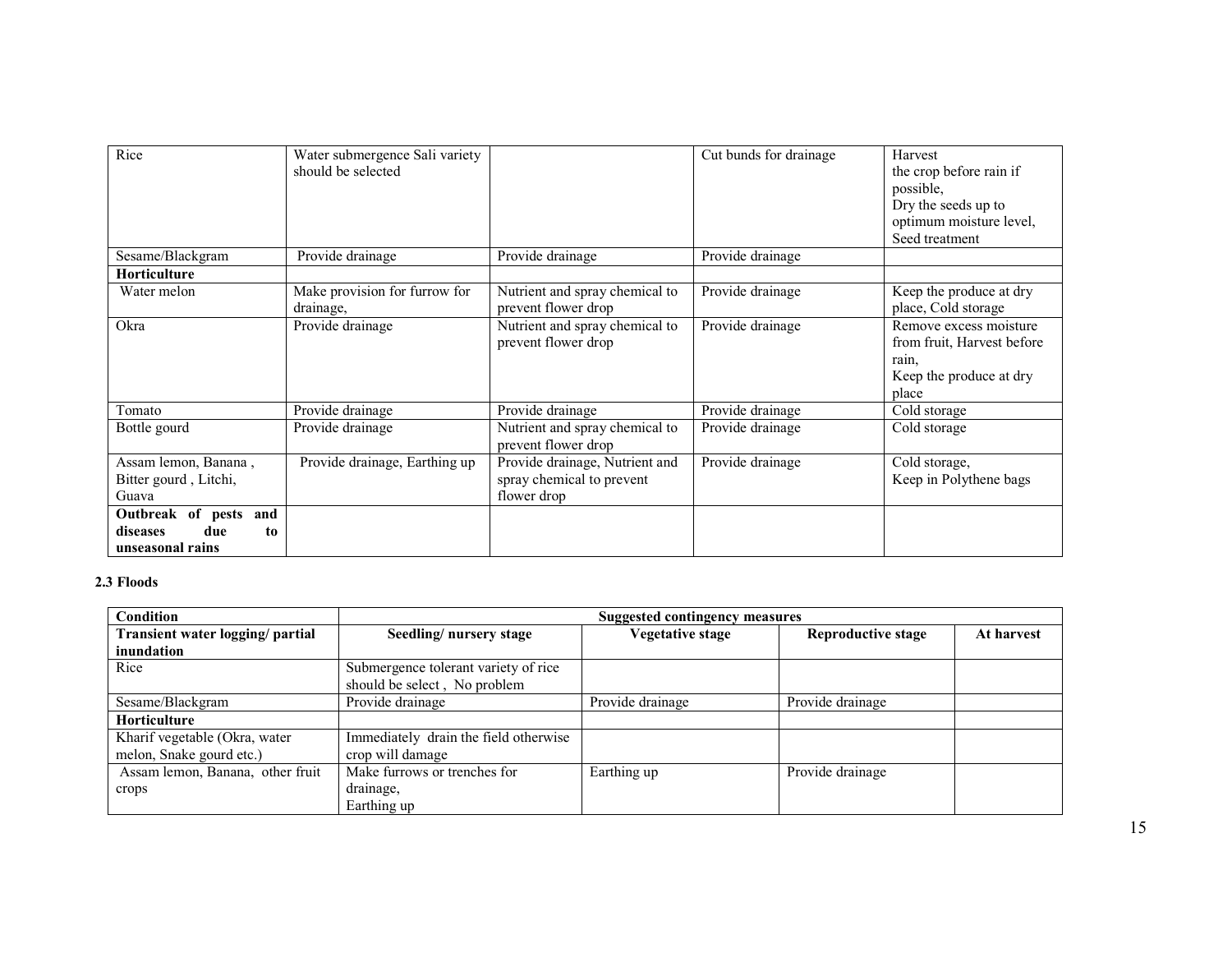| | | | | |
|---|---|---|---|---|
| Rice | Water submergence Sali variety should be selected | | Cut bunds for drainage | Harvest the crop before rain if possible,<br>Dry the seeds up to optimum moisture level,<br>Seed treatment |
| Sesame/Blackgram | Provide drainage | Provide drainage | Provide drainage | |
| **Horticulture** | | | | |
| Water melon | Make provision for furrow for drainage, | Nutrient and spray chemical to prevent flower drop | Provide drainage | Keep the produce at dry place, Cold storage |
| Okra | Provide drainage | Nutrient and spray chemical to prevent flower drop | Provide drainage | Remove excess moisture from fruit, Harvest before rain,<br>Keep the produce at dry place |
| Tomato | Provide drainage | Provide drainage | Provide drainage | Cold storage |
| Bottle gourd | Provide drainage | Nutrient and spray chemical to prevent flower drop | Provide drainage | Cold storage |
| Assam lemon, Banana , Bitter gourd , Litchi, Guava | Provide drainage, Earthing up | Provide drainage, Nutrient and spray chemical to prevent flower drop | Provide drainage | Cold storage,<br>Keep in Polythene bags |
| **Outbreak of pests and diseases due to unseasonal rains** | | | | |

**2.3 Floods**

| Condition | Suggested contingency measures | | | |
|---|---|---|---|---|
| **Transient water logging/ partial inundation** | **Seedling/ nursery stage** | **Vegetative stage** | **Reproductive stage** | **At harvest** |
| Rice | Submergence tolerant variety of rice should be select , No problem | | | |
| Sesame/Blackgram | Provide drainage | Provide drainage | Provide drainage | |
| **Horticulture** | | | | |
| Kharif vegetable (Okra, water melon, Snake gourd etc.) | Immediately drain the field otherwise crop will damage | | | |
| Assam lemon, Banana, other fruit crops | Make furrows or trenches for drainage,<br>Earthing up | Earthing up | Provide drainage | |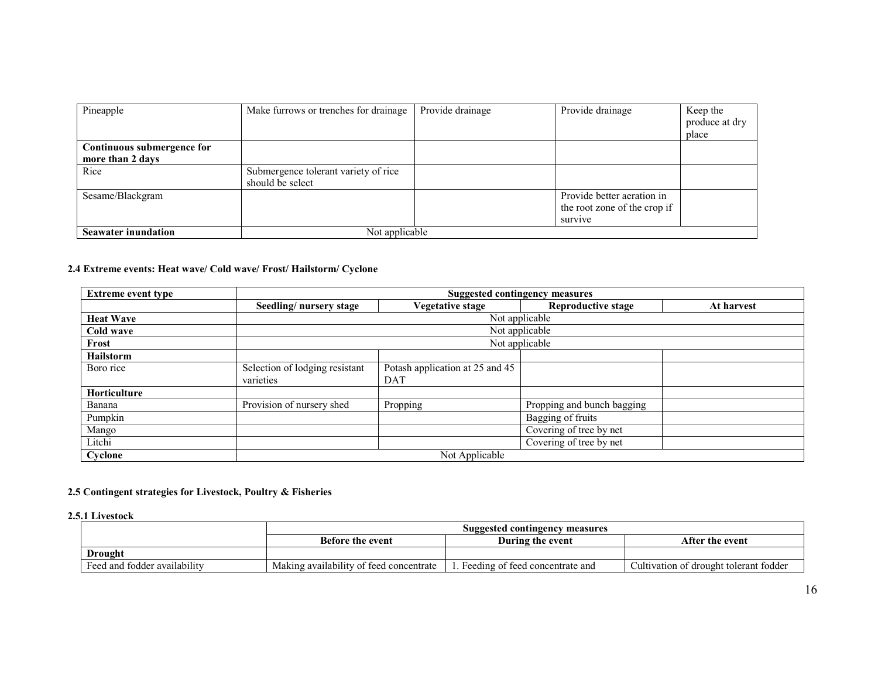| Pineapple | Make furrows or trenches for drainage | Provide drainage | Provide drainage | Keep the produce at dry place |
|---|---|---|---|---|
| **Continuous submergence for more than 2 days** | | | | |
| Rice | Submergence tolerant variety of rice should be select | | | |
| Sesame/Blackgram | | | Provide better aeration in the root zone of the crop if survive | |
| **Seawater inundation** | Not applicable | | | |

**2.4 Extreme events: Heat wave/ Cold wave/ Frost/ Hailstorm/ Cyclone**

| Extreme event type | Suggested contingency measures | | | |
|---|---|---|---|---|
| | Seedling/ nursery stage | Vegetative stage | Reproductive stage | At harvest |
| **Heat Wave** | Not applicable | | | |
| **Cold wave** | Not applicable | | | |
| **Frost** | Not applicable | | | |
| **Hailstorm** | | | | |
| Boro rice | Selection of lodging resistant varieties | Potash application at 25 and 45 DAT | | |
| **Horticulture** | | | | |
| Banana | Provision of nursery shed | Propping | Propping and bunch bagging | |
| Pumpkin | | | Bagging of fruits | |
| Mango | | | Covering of tree by net | |
| Litchi | | | Covering of tree by net | |
| **Cyclone** | Not Applicable | | | |

**2.5 Contingent strategies for Livestock, Poultry & Fisheries**

**2.5.1 Livestock**

| | Suggested contingency measures | | |
|---|---|---|---|
| | Before the event | During the event | After the event |
| **Drought** | | | |
| Feed and fodder availability | Making availability of feed concentrate | 1. Feeding of feed concentrate and | Cultivation of drought tolerant fodder |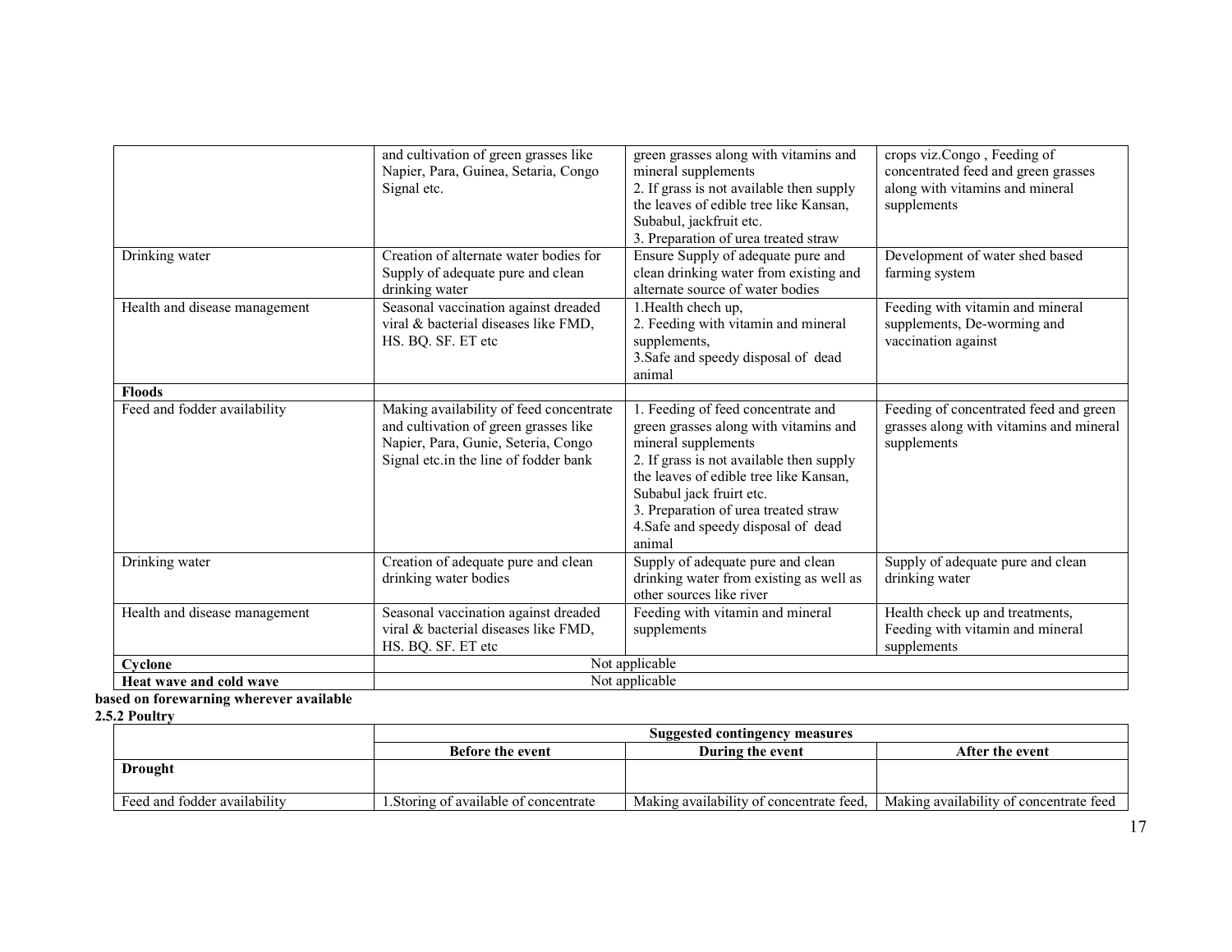| | | | |
|---|---|---|---|
| | and cultivation of green grasses like Napier, Para, Guinea, Setaria, Congo Signal etc. | green grasses along with vitamins and mineral supplements<br>2. If grass is not available then supply the leaves of edible tree like Kansan, Subabul, jackfruit etc.<br>3. Preparation of urea treated straw | crops viz.Congo , Feeding of concentrated feed and green grasses along with vitamins and mineral supplements |
| Drinking water | Creation of alternate water bodies for Supply of adequate pure and clean drinking water | Ensure Supply of adequate pure and clean drinking water from existing and alternate source of water bodies | Development of water shed based farming system |
| Health and disease management | Seasonal vaccination against dreaded viral & bacterial diseases like FMD, HS. BQ. SF. ET etc | 1.Health chech up,<br>2. Feeding with vitamin and mineral supplements,<br>3.Safe and speedy disposal of dead animal | Feeding with vitamin and mineral supplements, De-worming and vaccination against |
| **Floods** | | | |
| Feed and fodder availability | Making availability of feed concentrate and cultivation of green grasses like Napier, Para, Gunie, Seteria, Congo Signal etc.in the line of fodder bank | 1. Feeding of feed concentrate and green grasses along with vitamins and mineral supplements<br>2. If grass is not available then supply the leaves of edible tree like Kansan, Subabul jack fruirt etc.<br>3. Preparation of urea treated straw<br>4.Safe and speedy disposal of dead animal | Feeding of concentrated feed and green grasses along with vitamins and mineral supplements |
| Drinking water | Creation of adequate pure and clean drinking water bodies | Supply of adequate pure and clean drinking water from existing as well as other sources like river | Supply of adequate pure and clean drinking water |
| Health and disease management | Seasonal vaccination against dreaded viral & bacterial diseases like FMD, HS. BQ. SF. ET etc | Feeding with vitamin and mineral supplements | Health check up and treatments, Feeding with vitamin and mineral supplements |
| **Cyclone** | Not applicable | | |
| **Heat wave and cold wave** | Not applicable | | |

**based on forewarning wherever available**

**2.5.2 Poultry**

| | **Suggested contingency measures** | | |
|---|---|---|---|
| | **Before the event** | **During the event** | **After the event** |
| **Drought** | | | |
| Feed and fodder availability | 1.Storing of available of concentrate | Making availability of concentrate feed, | Making availability of concentrate feed |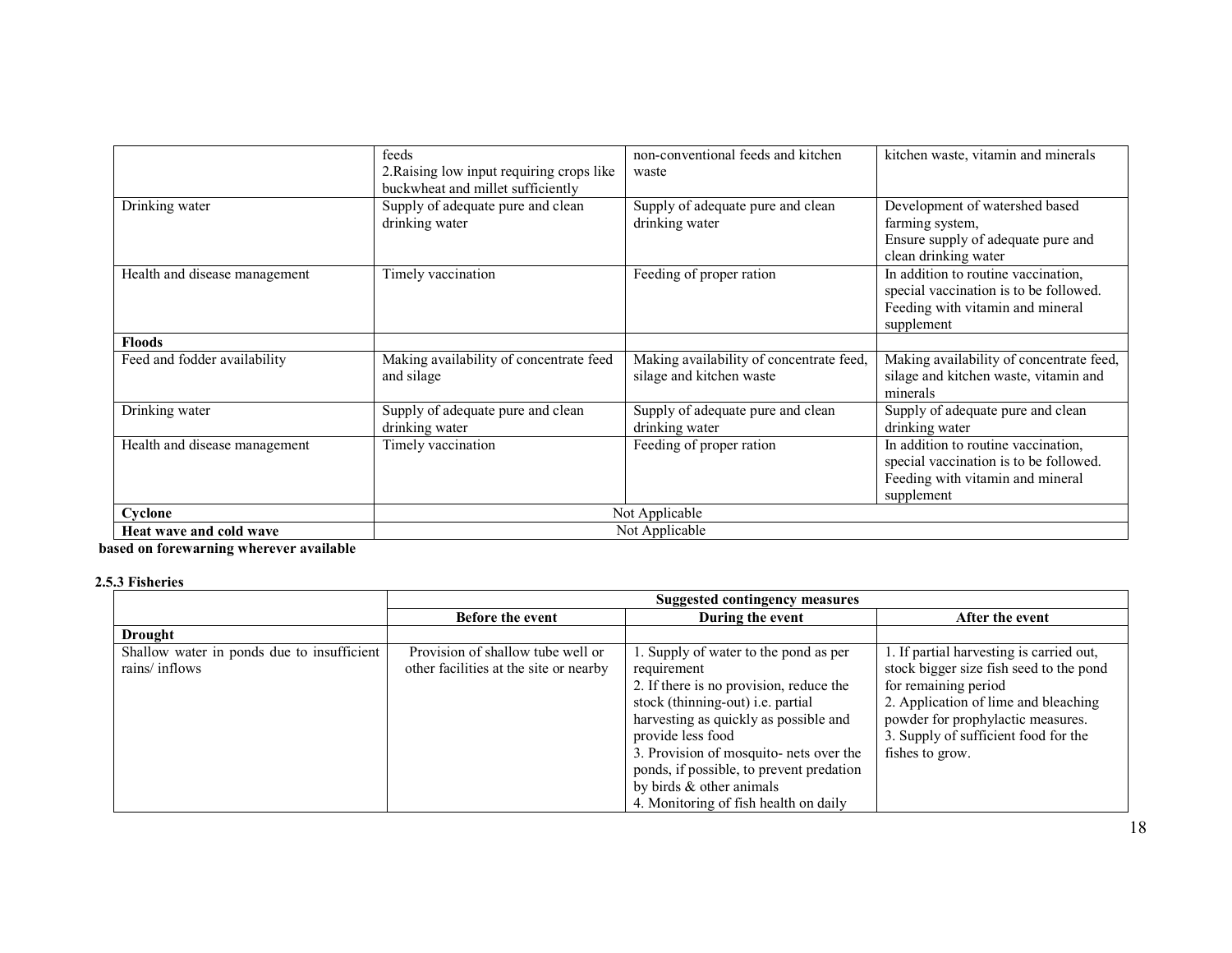| | | | |
|---|---|---|---|
| | feeds<br>2.Raising low input requiring crops like buckwheat and millet sufficiently | non-conventional feeds and kitchen waste | kitchen waste, vitamin and minerals |
| Drinking water | Supply of adequate pure and clean drinking water | Supply of adequate pure and clean drinking water | Development of watershed based farming system,<br>Ensure supply of adequate pure and clean drinking water |
| Health and disease management | Timely vaccination | Feeding of proper ration | In addition to routine vaccination, special vaccination is to be followed. Feeding with vitamin and mineral supplement |
| **Floods** | | | |
| Feed and fodder availability | Making availability of concentrate feed and silage | Making availability of concentrate feed, silage and kitchen waste | Making availability of concentrate feed, silage and kitchen waste, vitamin and minerals |
| Drinking water | Supply of adequate pure and clean drinking water | Supply of adequate pure and clean drinking water | Supply of adequate pure and clean drinking water |
| Health and disease management | Timely vaccination | Feeding of proper ration | In addition to routine vaccination, special vaccination is to be followed. Feeding with vitamin and mineral supplement |
| **Cyclone** | Not Applicable | | |
| **Heat wave and cold wave** | Not Applicable | | |

**based on forewarning wherever available**

**2.5.3 Fisheries**

| | Suggested contingency measures | | |
|---|---|---|---|
| | **Before the event** | **During the event** | **After the event** |
| **Drought** | | | |
| Shallow water in ponds due to insufficient rains/ inflows | Provision of shallow tube well or other facilities at the site or nearby | 1. Supply of water to the pond as per requirement<br>2. If there is no provision, reduce the stock (thinning-out) i.e. partial harvesting as quickly as possible and provide less food<br>3. Provision of mosquito- nets over the ponds, if possible, to prevent predation by birds & other animals<br>4. Monitoring of fish health on daily | 1. If partial harvesting is carried out, stock bigger size fish seed to the pond for remaining period<br>2. Application of lime and bleaching powder for prophylactic measures.<br>3. Supply of sufficient food for the fishes to grow. |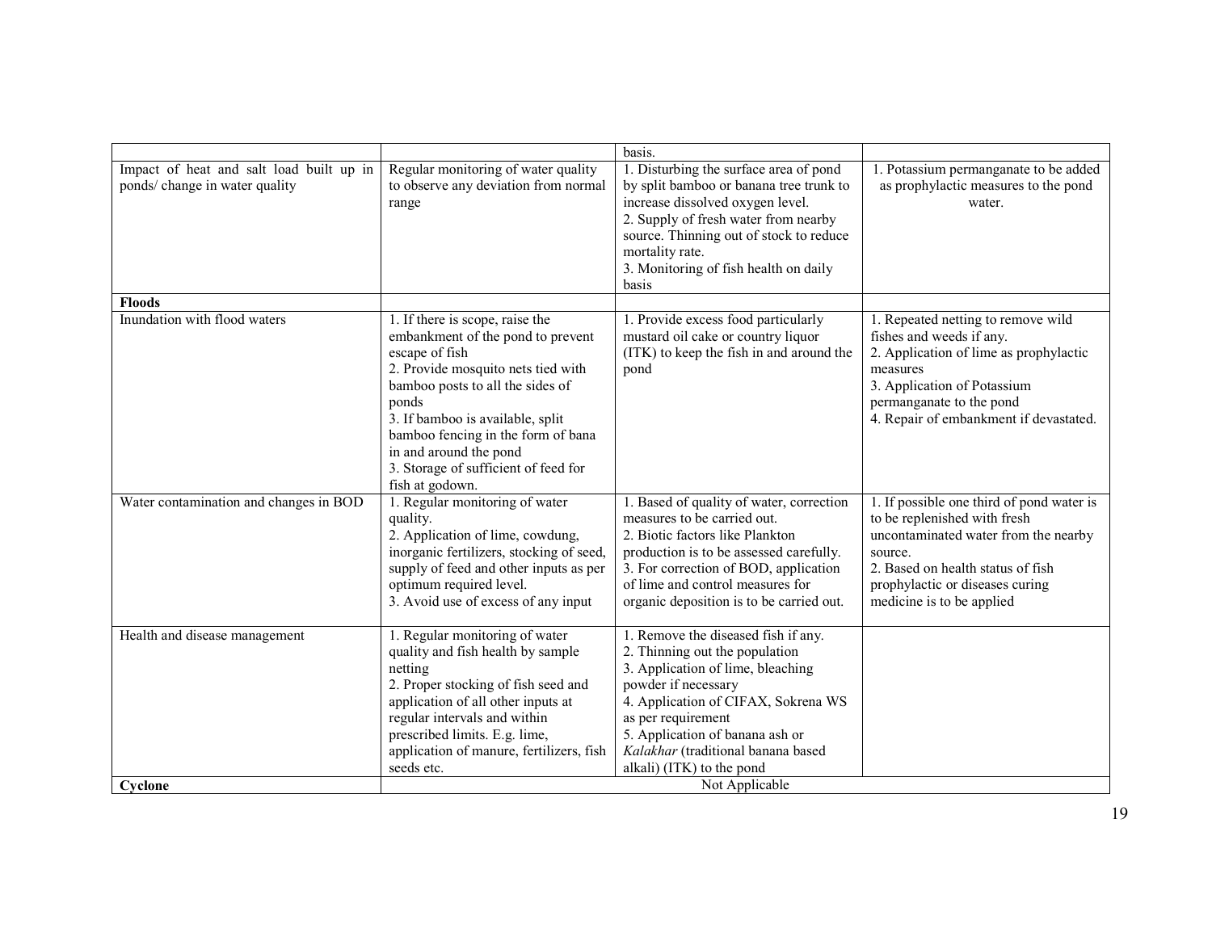| | | | |
|---|---|---|---|
| | | basis. | |
| Impact of heat and salt load built up in ponds/ change in water quality | Regular monitoring of water quality to observe any deviation from normal range | 1. Disturbing the surface area of pond by split bamboo or banana tree trunk to increase dissolved oxygen level.<br>2. Supply of fresh water from nearby source. Thinning out of stock to reduce mortality rate.<br>3. Monitoring of fish health on daily basis | 1. Potassium permanganate to be added as prophylactic measures to the pond water. |
| **Floods** | | | |
| Inundation with flood waters | 1. If there is scope, raise the embankment of the pond to prevent escape of fish<br>2. Provide mosquito nets tied with bamboo posts to all the sides of ponds<br>3. If bamboo is available, split bamboo fencing in the form of bana in and around the pond<br>3. Storage of sufficient of feed for fish at godown. | 1. Provide excess food particularly mustard oil cake or country liquor (ITK) to keep the fish in and around the pond | 1. Repeated netting to remove wild fishes and weeds if any.<br>2. Application of lime as prophylactic measures<br>3. Application of Potassium permanganate to the pond<br>4. Repair of embankment if devastated. |
| Water contamination and changes in BOD | 1. Regular monitoring of water quality.<br>2. Application of lime, cowdung, inorganic fertilizers, stocking of seed, supply of feed and other inputs as per optimum required level.<br>3. Avoid use of excess of any input | 1. Based of quality of water, correction measures to be carried out.<br>2. Biotic factors like Plankton production is to be assessed carefully.<br>3. For correction of BOD, application of lime and control measures for organic deposition is to be carried out. | 1. If possible one third of pond water is to be replenished with fresh uncontaminated water from the nearby source.<br>2. Based on health status of fish prophylactic or diseases curing medicine is to be applied |
| Health and disease management | 1. Regular monitoring of water quality and fish health by sample netting<br>2. Proper stocking of fish seed and application of all other inputs at regular intervals and within prescribed limits. E.g. lime, application of manure, fertilizers, fish seeds etc. | 1. Remove the diseased fish if any.<br>2. Thinning out the population<br>3. Application of lime, bleaching powder if necessary<br>4. Application of CIFAX, Sokrena WS as per requirement<br>5. Application of banana ash or *Kalakhar* (traditional banana based alkali) (ITK) to the pond | |
| **Cyclone** | Not Applicable | | |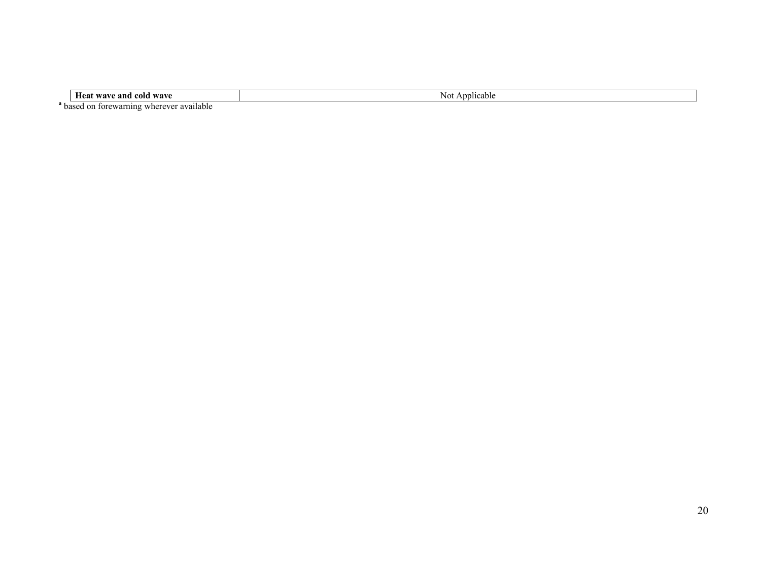| | |
|---|---|
| **Heat wave and cold wave** | Not Applicable |

[a] based on forewarning wherever available